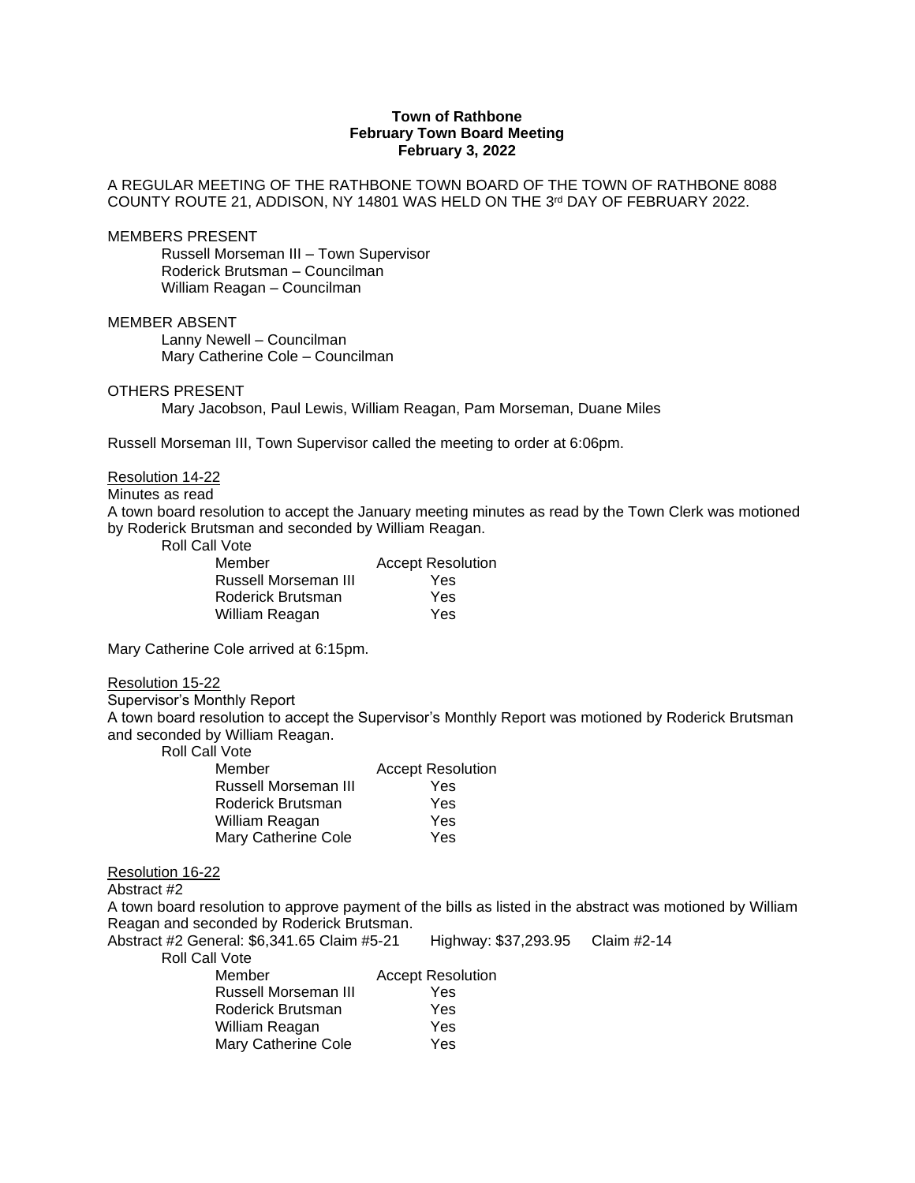**Town of Rathbone**
**February Town Board Meeting**
**February 3, 2022**

A REGULAR MEETING OF THE RATHBONE TOWN BOARD OF THE TOWN OF RATHBONE 8088 COUNTY ROUTE 21, ADDISON, NY 14801 WAS HELD ON THE 3rd DAY OF FEBRUARY 2022.

MEMBERS PRESENT

Russell Morseman III – Town Supervisor
Roderick Brutsman – Councilman
William Reagan – Councilman

MEMBER ABSENT

Lanny Newell – Councilman
Mary Catherine Cole – Councilman

OTHERS PRESENT

Mary Jacobson, Paul Lewis, William Reagan, Pam Morseman, Duane Miles

Russell Morseman III, Town Supervisor called the meeting to order at 6:06pm.

Resolution 14-22
Minutes as read
A town board resolution to accept the January meeting minutes as read by the Town Clerk was motioned by Roderick Brutsman and seconded by William Reagan.

Roll Call Vote

| Member | Accept Resolution |
|---|---|
| Russell Morseman III | Yes |
| Roderick Brutsman | Yes |
| William Reagan | Yes |

Mary Catherine Cole arrived at 6:15pm.

Resolution 15-22
Supervisor's Monthly Report
A town board resolution to accept the Supervisor's Monthly Report was motioned by Roderick Brutsman and seconded by William Reagan.

Roll Call Vote

| Member | Accept Resolution |
|---|---|
| Russell Morseman III | Yes |
| Roderick Brutsman | Yes |
| William Reagan | Yes |
| Mary Catherine Cole | Yes |

Resolution 16-22
Abstract #2
A town board resolution to approve payment of the bills as listed in the abstract was motioned by William Reagan and seconded by Roderick Brutsman.
Abstract #2 General: $6,341.65 Claim #5-21 Highway: $37,293.95 Claim #2-14

Roll Call Vote

| Member | Accept Resolution |
|---|---|
| Russell Morseman III | Yes |
| Roderick Brutsman | Yes |
| William Reagan | Yes |
| Mary Catherine Cole | Yes |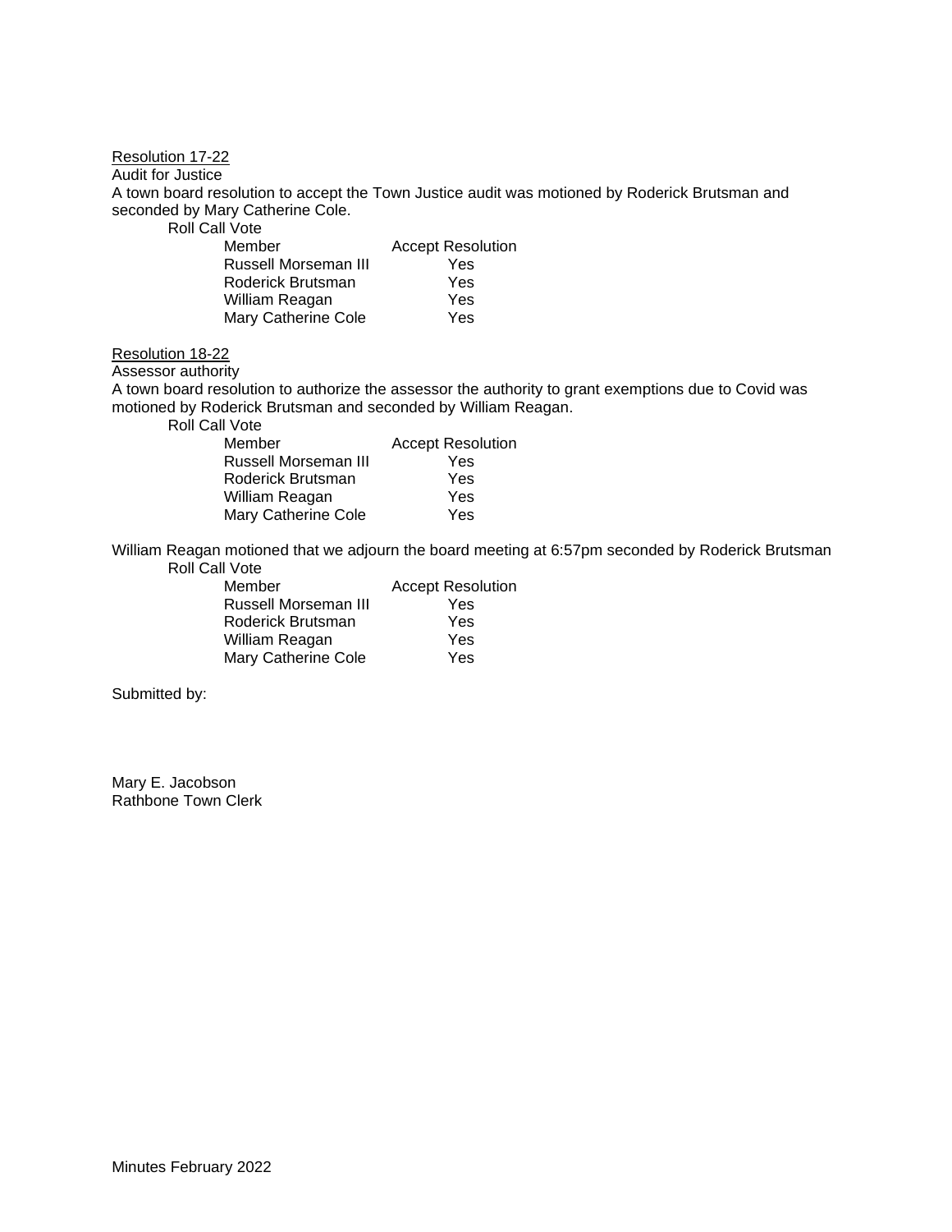Resolution 17-22

Audit for Justice

A town board resolution to accept the Town Justice audit was motioned by Roderick Brutsman and seconded by Mary Catherine Cole.

Roll Call Vote

| Member | Accept Resolution |
|---|---|
| Russell Morseman III | Yes |
| Roderick Brutsman | Yes |
| William Reagan | Yes |
| Mary Catherine Cole | Yes |

Resolution 18-22

Assessor authority

A town board resolution to authorize the assessor the authority to grant exemptions due to Covid was motioned by Roderick Brutsman and seconded by William Reagan.

Roll Call Vote

| Member | Accept Resolution |
|---|---|
| Russell Morseman III | Yes |
| Roderick Brutsman | Yes |
| William Reagan | Yes |
| Mary Catherine Cole | Yes |

William Reagan motioned that we adjourn the board meeting at 6:57pm seconded by Roderick Brutsman

Roll Call Vote

| Member | Accept Resolution |
|---|---|
| Russell Morseman III | Yes |
| Roderick Brutsman | Yes |
| William Reagan | Yes |
| Mary Catherine Cole | Yes |

Submitted by:

Mary E. Jacobson
Rathbone Town Clerk